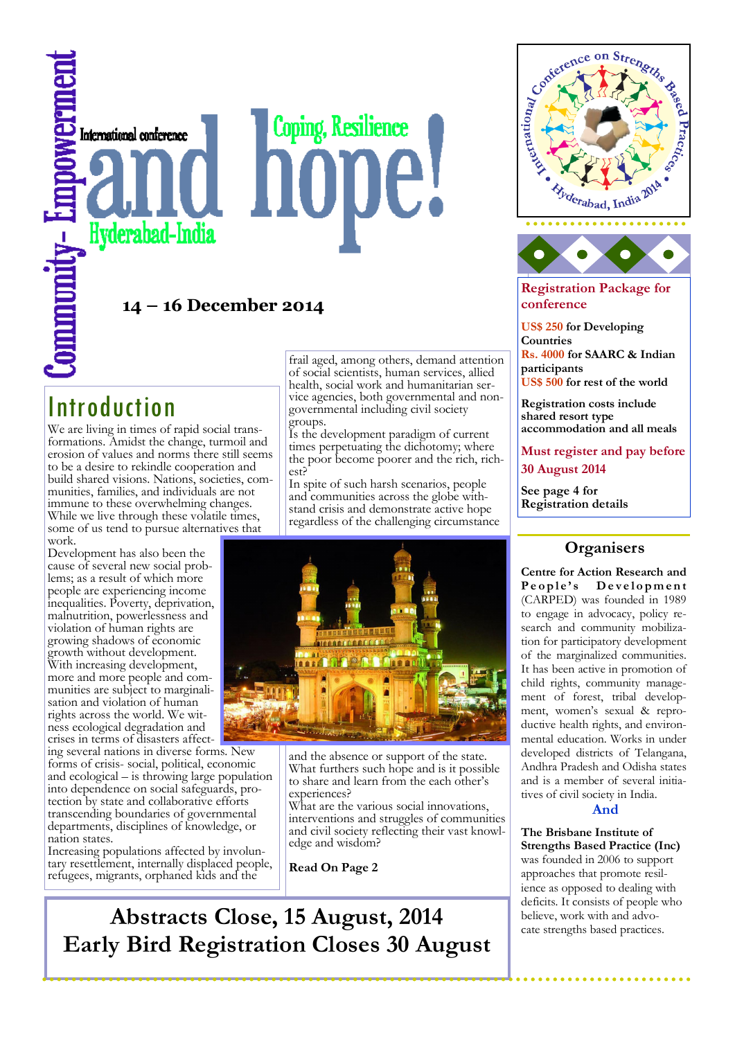# Community- Empowerment

International conference

# and hope!

Coping, Resilience

Hyderabad-India

**14 – 16 December 2014**

## Introduction

We are living in times of rapid social transformations. Amidst the change, turmoil and erosion of values and norms there still seems to be a desire to rekindle cooperation and build shared visions. Nations, societies, communities, families, and individuals are not immune to these overwhelming changes. While we live through these volatile times, some of us tend to pursue alternatives that work.

Development has also been the cause of several new social problems; as a result of which more people are experiencing income inequalities. Poverty, deprivation, malnutrition, powerlessness and violation of human rights are growing shadows of economic growth without development. With increasing development, more and more people and communities are subject to marginalisation and violation of human rights across the world. We witness ecological degradation and crises in terms of disasters affecting several nations in diverse forms. New forms of crisis- social, political, economic and ecological – is throwing large population into dependence on social safeguards, protection by state and collaborative efforts transcending boundaries of governmental departments, disciplines of knowledge, or nation states.

Increasing populations affected by involuntary resettlement, internally displaced people, refugees, migrants, orphaned kids and the frail aged, among others, demand attention of social scientists, human services, allied health, social work and humanitarian service agencies, both governmental and non-governmental including civil society groups.

Is the development paradigm of current times perpetuating the dichotomy; where the poor become poorer and the rich, richest?

In spite of such harsh scenarios, people and communities across the globe withstand crisis and demonstrate active hope regardless of the challenging circumstance and the absence or support of the state.

What furthers such hope and is it possible to share and learn from the each other's experiences?

What are the various social innovations, interventions and struggles of communities and civil society reflecting their vast knowledge and wisdom?

**Read On Page 2**

**Abstracts Close, 15 August, 2014**
**Early Bird Registration Closes 30 August**

International Conference on Strengths Based Practices • Hyderabad, India 2014 •

### Registration Package for conference

**US$ 250 for Developing Countries**
**Rs. 4000 for SAARC & Indian participants**
**US$ 500 for rest of the world**

**Registration costs include shared resort type accommodation and all meals**

**Must register and pay before 30 August 2014**

**See page 4 for Registration details**

### Organisers

**Centre for Action Research and People's Development** (CARPED) was founded in 1989 to engage in advocacy, policy research and community mobilization for participatory development of the marginalized communities. It has been active in promotion of child rights, community management of forest, tribal development, women's sexual & reproductive health rights, and environmental education. Works in under developed districts of Telangana, Andhra Pradesh and Odisha states and is a member of several initiatives of civil society in India.

**And**

**The Brisbane Institute of Strengths Based Practice (Inc)** was founded in 2006 to support approaches that promote resilience as opposed to dealing with deficits. It consists of people who believe, work with and advocate strengths based practices.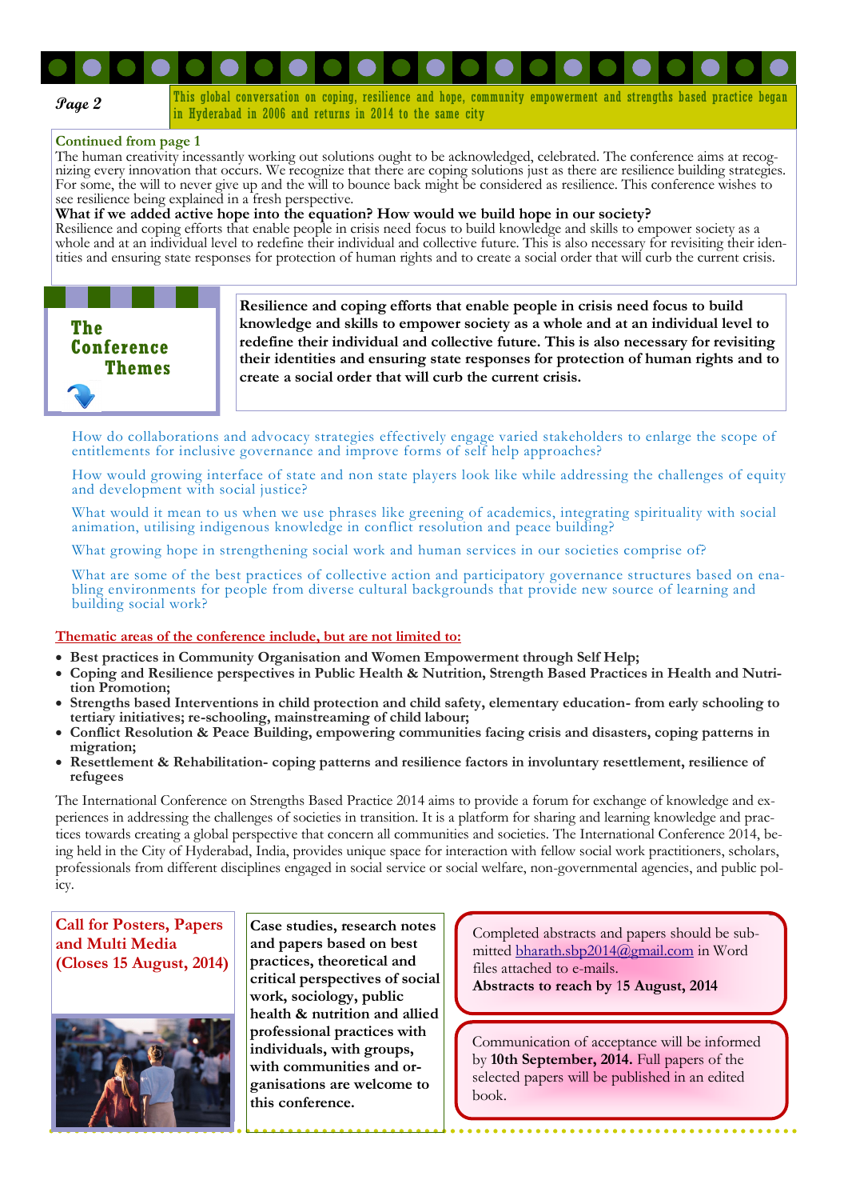This global conversation on coping, resilience and hope, community empowerment and strengths based practice began in Hyderabad in 2006 and returns in 2014 to the same city

**Continued from page 1**

The human creativity incessantly working out solutions ought to be acknowledged, celebrated. The conference aims at recognizing every innovation that occurs. We recognize that there are coping solutions just as there are resilience building strategies. For some, the will to never give up and the will to bounce back might be considered as resilience. This conference wishes to see resilience being explained in a fresh perspective.

**What if we added active hope into the equation? How would we build hope in our society?**

Resilience and coping efforts that enable people in crisis need focus to build knowledge and skills to empower society as a whole and at an individual level to redefine their individual and collective future. This is also necessary for revisiting their identities and ensuring state responses for protection of human rights and to create a social order that will curb the current crisis.

## The Conference Themes

**Resilience and coping efforts that enable people in crisis need focus to build knowledge and skills to empower society as a whole and at an individual level to redefine their individual and collective future. This is also necessary for revisiting their identities and ensuring state responses for protection of human rights and to create a social order that will curb the current crisis.**

How do collaborations and advocacy strategies effectively engage varied stakeholders to enlarge the scope of entitlements for inclusive governance and improve forms of self help approaches?

How would growing interface of state and non state players look like while addressing the challenges of equity and development with social justice?

What would it mean to us when we use phrases like greening of academics, integrating spirituality with social animation, utilising indigenous knowledge in conflict resolution and peace building?

What growing hope in strengthening social work and human services in our societies comprise of?

What are some of the best practices of collective action and participatory governance structures based on enabling environments for people from diverse cultural backgrounds that provide new source of learning and building social work?

**Thematic areas of the conference include, but are not limited to:**

- **Best practices in Community Organisation and Women Empowerment through Self Help;**
- **Coping and Resilience perspectives in Public Health & Nutrition, Strength Based Practices in Health and Nutrition Promotion;**
- **Strengths based Interventions in child protection and child safety, elementary education- from early schooling to tertiary initiatives; re-schooling, mainstreaming of child labour;**
- **Conflict Resolution & Peace Building, empowering communities facing crisis and disasters, coping patterns in migration;**
- **Resettlement & Rehabilitation- coping patterns and resilience factors in involuntary resettlement, resilience of refugees**

The International Conference on Strengths Based Practice 2014 aims to provide a forum for exchange of knowledge and experiences in addressing the challenges of societies in transition. It is a platform for sharing and learning knowledge and practices towards creating a global perspective that concern all communities and societies. The International Conference 2014, being held in the City of Hyderabad, India, provides unique space for interaction with fellow social work practitioners, scholars, professionals from different disciplines engaged in social service or social welfare, non-governmental agencies, and public policy.

## Call for Posters, Papers and Multi Media (Closes 15 August, 2014)

**Case studies, research notes and papers based on best practices, theoretical and critical perspectives of social work, sociology, public health & nutrition and allied professional practices with individuals, with groups, with communities and organisations are welcome to this conference.**

Completed abstracts and papers should be submitted bharath.sbp2014@gmail.com in Word files attached to e-mails.
**Abstracts to reach by 15 August, 2014**

Communication of acceptance will be informed by **10th September, 2014.** Full papers of the selected papers will be published in an edited book.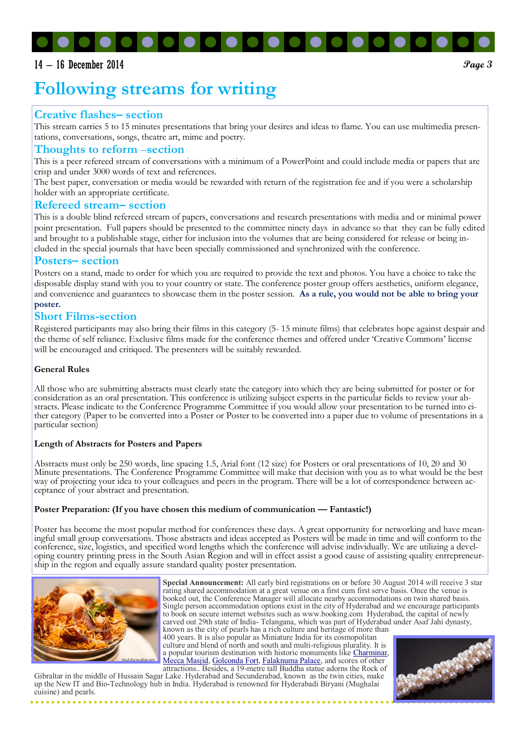# Following streams for writing

## Creative flashes– section

This stream carries 5 to 15 minutes presentations that bring your desires and ideas to flame. You can use multimedia presentations, conversations, songs, theatre art, mime and poetry.

## Thoughts to reform –section

This is a peer refereed stream of conversations with a minimum of a PowerPoint and could include media or papers that are crisp and under 3000 words of text and references.

The best paper, conversation or media would be rewarded with return of the registration fee and if you were a scholarship holder with an appropriate certificate.

## Refereed stream– section

This is a double blind refereed stream of papers, conversations and research presentations with media and or minimal power point presentation. Full papers should be presented to the committee ninety days in advance so that they can be fully edited and brought to a publishable stage, either for inclusion into the volumes that are being considered for release or being included in the special journals that have been specially commissioned and synchronized with the conference.

## Posters– section

Posters on a stand, made to order for which you are required to provide the text and photos. You have a choice to take the disposable display stand with you to your country or state. The conference poster group offers aesthetics, uniform elegance, and convenience and guarantees to showcase them in the poster session. **As a rule, you would not be able to bring your poster.**

## Short Films-section

Registered participants may also bring their films in this category (5- 15 minute films) that celebrates hope against despair and the theme of self reliance. Exclusive films made for the conference themes and offered under 'Creative Commons' license will be encouraged and critiqued. The presenters will be suitably rewarded.

**General Rules**

All those who are submitting abstracts must clearly state the category into which they are being submitted for poster or for consideration as an oral presentation. This conference is utilizing subject experts in the particular fields to review your abstracts. Please indicate to the Conference Programme Committee if you would allow your presentation to be turned into either category (Paper to be converted into a Poster or Poster to be converted into a paper due to volume of presentations in a particular section)

**Length of Abstracts for Posters and Papers**

Abstracts must only be 250 words, line spacing 1.5, Arial font (12 size) for Posters or oral presentations of 10, 20 and 30 Minute presentations. The Conference Programme Committee will make that decision with you as to what would be the best way of projecting your idea to your colleagues and peers in the program. There will be a lot of correspondence between acceptance of your abstract and presentation.

**Poster Preparation: (If you have chosen this medium of communication — Fantastic!)**

Poster has become the most popular method for conferences these days. A great opportunity for networking and have meaningful small group conversations. Those abstracts and ideas accepted as Posters will be made in time and will conform to the conference, size, logistics, and specified word lengths which the conference will advise individually. We are utilizing a developing country printing press in the South Asian Region and will in effect assist a good cause of assisting quality entrepreneurship in the region and equally assure standard quality poster presentation.

**Special Announcement:** All early bird registrations on or before 30 August 2014 will receive 3 star rating shared accommodation at a great venue on a first cum first serve basis. Once the venue is booked out, the Conference Manager will allocate nearby accommodations on twin shared basis. Single person accommodation options exist in the city of Hyderabad and we encourage participants to book on secure internet websites such as www.booking.com Hyderabad, the capital of newly carved out 29th state of India- Telangana, which was part of Hyderabad under Asaf Jahi dynasty, known as the city of pearls has a rich culture and heritage of more than 400 years. It is also popular as Miniature India for its cosmopolitan culture and blend of north and south and multi-religious plurality. It is a popular tourism destination with historic monuments like Charminar, Mecca Masjid, Golconda Fort, Falaknuma Palace, and scores of other attractions.. Besides, a 19-metre tall Buddha statue adorns the Rock of Gibraltar in the middle of Hussain Sagar Lake. Hyderabad and Secunderabad, known as the twin cities, make up the New IT and Bio-Technology hub in India. Hyderabad is renowned for Hyderabadi Biryani (Mughalai cuisine) and pearls.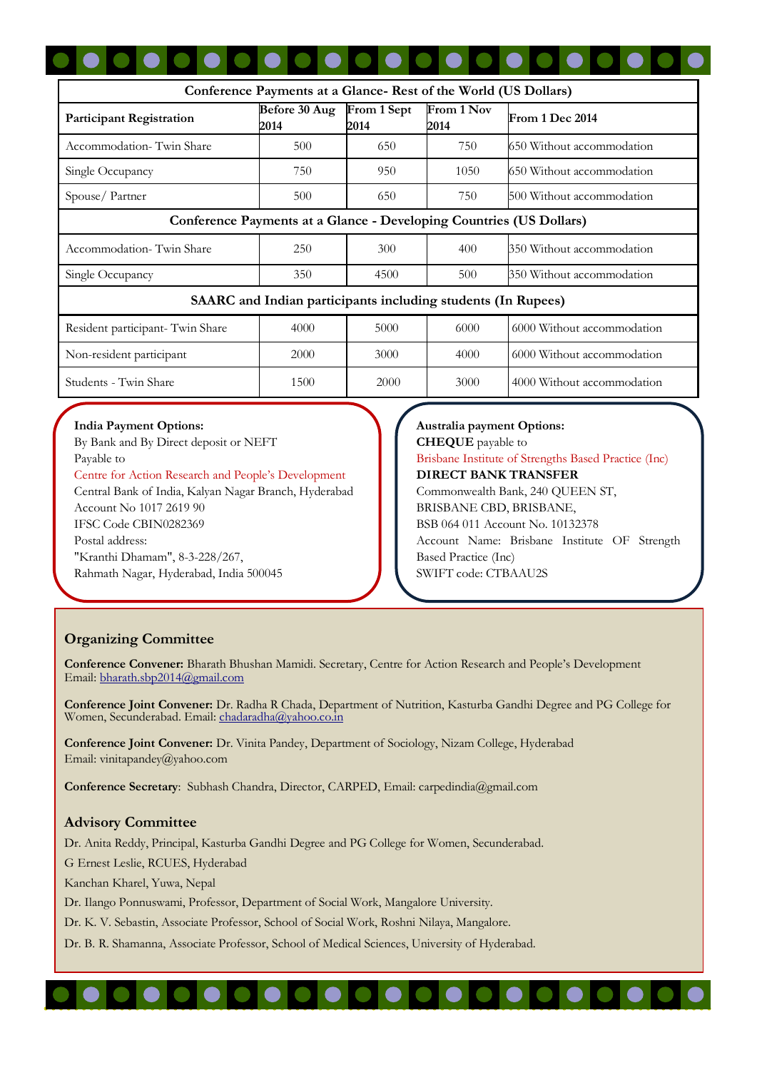| Conference Payments at a Glance- Rest of the World (US Dollars) | | | | |
|---|---|---|---|---|
| **Participant Registration** | **Before 30 Aug 2014** | **From 1 Sept 2014** | **From 1 Nov 2014** | **From 1 Dec 2014** |
| Accommodation- Twin Share | 500 | 650 | 750 | 650 Without accommodation |
| Single Occupancy | 750 | 950 | 1050 | 650 Without accommodation |
| Spouse/ Partner | 500 | 650 | 750 | 500 Without accommodation |
| **Conference Payments at a Glance - Developing Countries (US Dollars)** | | | | |
| Accommodation- Twin Share | 250 | 300 | 400 | 350 Without accommodation |
| Single Occupancy | 350 | 4500 | 500 | 350 Without accommodation |
| **SAARC and Indian participants including students (In Rupees)** | | | | |
| Resident participant- Twin Share | 4000 | 5000 | 6000 | 6000 Without accommodation |
| Non-resident participant | 2000 | 3000 | 4000 | 6000 Without accommodation |
| Students - Twin Share | 1500 | 2000 | 3000 | 4000 Without accommodation |

**India Payment Options:**
By Bank and By Direct deposit or NEFT
Payable to
Centre for Action Research and People's Development
Central Bank of India, Kalyan Nagar Branch, Hyderabad
Account No 1017 2619 90
IFSC Code CBIN0282369
Postal address:
"Kranthi Dhamam", 8-3-228/267,
Rahmath Nagar, Hyderabad, India 500045

**Australia payment Options:**
**CHEQUE** payable to
Brisbane Institute of Strengths Based Practice (Inc)
**DIRECT BANK TRANSFER**
Commonwealth Bank, 240 QUEEN ST,
BRISBANE CBD, BRISBANE,
BSB 064 011 Account No. 10132378
Account Name: Brisbane Institute OF Strength Based Practice (Inc)
SWIFT code: CTBAAU2S

## Organizing Committee

**Conference Convener:** Bharath Bhushan Mamidi. Secretary, Centre for Action Research and People's Development
Email: bharath.sbp2014@gmail.com

**Conference Joint Convener:** Dr. Radha R Chada, Department of Nutrition, Kasturba Gandhi Degree and PG College for Women, Secunderabad. Email: chadaradha@yahoo.co.in

**Conference Joint Convener:** Dr. Vinita Pandey, Department of Sociology, Nizam College, Hyderabad
Email: vinitapandey@yahoo.com

**Conference Secretary**: Subhash Chandra, Director, CARPED, Email: carpedindia@gmail.com

## Advisory Committee

Dr. Anita Reddy, Principal, Kasturba Gandhi Degree and PG College for Women, Secunderabad.

G Ernest Leslie, RCUES, Hyderabad

Kanchan Kharel, Yuwa, Nepal

Dr. Ilango Ponnuswami, Professor, Department of Social Work, Mangalore University.

Dr. K. V. Sebastin, Associate Professor, School of Social Work, Roshni Nilaya, Mangalore.

Dr. B. R. Shamanna, Associate Professor, School of Medical Sciences, University of Hyderabad.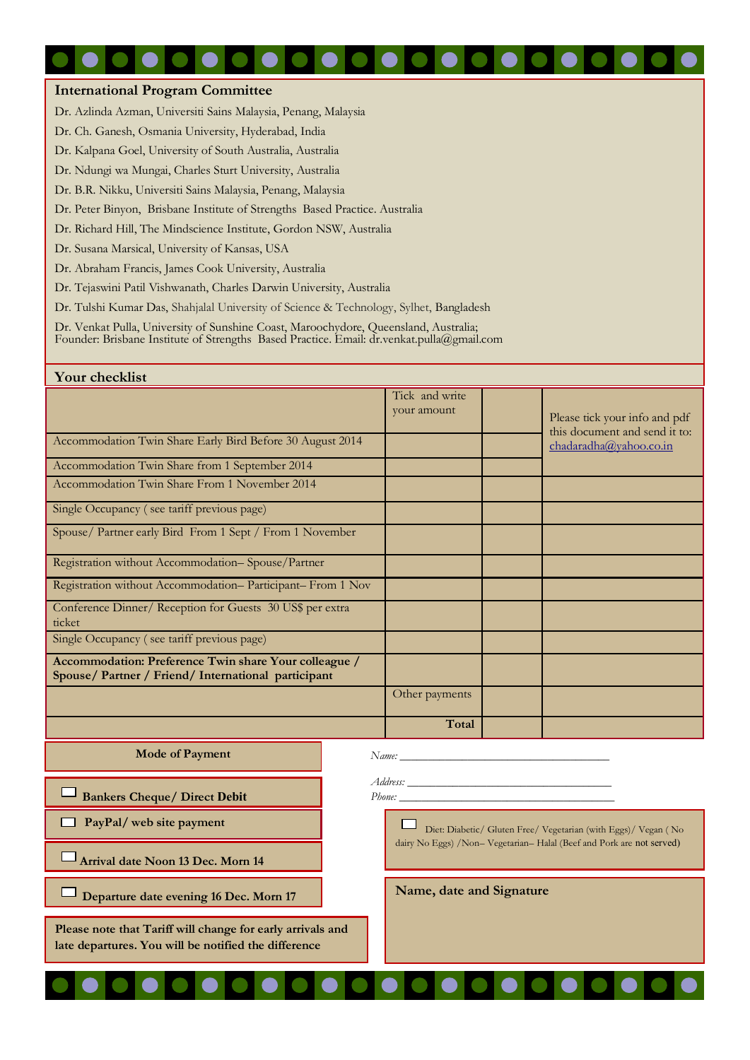## International Program Committee

Dr. Azlinda Azman, Universiti Sains Malaysia, Penang, Malaysia

Dr. Ch. Ganesh, Osmania University, Hyderabad, India

Dr. Kalpana Goel, University of South Australia, Australia

Dr. Ndungi wa Mungai, Charles Sturt University, Australia

Dr. B.R. Nikku, Universiti Sains Malaysia, Penang, Malaysia

Dr. Peter Binyon, Brisbane Institute of Strengths Based Practice. Australia

Dr. Richard Hill, The Mindscience Institute, Gordon NSW, Australia

Dr. Susana Marsical, University of Kansas, USA

Dr. Abraham Francis, James Cook University, Australia

Dr. Tejaswini Patil Vishwanath, Charles Darwin University, Australia

Dr. Tulshi Kumar Das, Shahjalal University of Science & Technology, Sylhet, Bangladesh

Dr. Venkat Pulla, University of Sunshine Coast, Maroochydore, Queensland, Australia;
Founder: Brisbane Institute of Strengths Based Practice. Email: dr.venkat.pulla@gmail.com

## Your checklist

| | Tick and write your amount | | Please tick your info and pdf this document and send it to: chadaradha@yahoo.co.in |
|---|---|---|---|
| Accommodation Twin Share Early Bird Before 30 August 2014 | | | |
| Accommodation Twin Share from 1 September 2014 | | | |
| Accommodation Twin Share From 1 November 2014 | | | |
| Single Occupancy ( see tariff previous page) | | | |
| Spouse/ Partner early Bird From 1 Sept / From 1 November | | | |
| Registration without Accommodation– Spouse/Partner | | | |
| Registration without Accommodation– Participant– From 1 Nov | | | |
| Conference Dinner/ Reception for Guests 30 US$ per extra ticket | | | |
| Single Occupancy ( see tariff previous page) | | | |
| **Accommodation: Preference Twin share Your colleague / Spouse/ Partner / Friend/ International participant** | | | |
| | Other payments | | |
| | **Total** | | |

**Mode of Payment**

☐ **Bankers Cheque/ Direct Debit**

☐ **PayPal/ web site payment**

☐ **Arrival date Noon 13 Dec. Morn 14**

☐ **Departure date evening 16 Dec. Morn 17**

**Please note that Tariff will change for early arrivals and late departures. You will be notified the difference**

*Name:* ______________________________

*Address:* ______________________________

*Phone:* ______________________________

☐ Diet: Diabetic/ Gluten Free/ Vegetarian (with Eggs)/ Vegan ( No dairy No Eggs) /Non– Vegetarian– Halal (Beef and Pork are not served)

**Name, date and Signature**